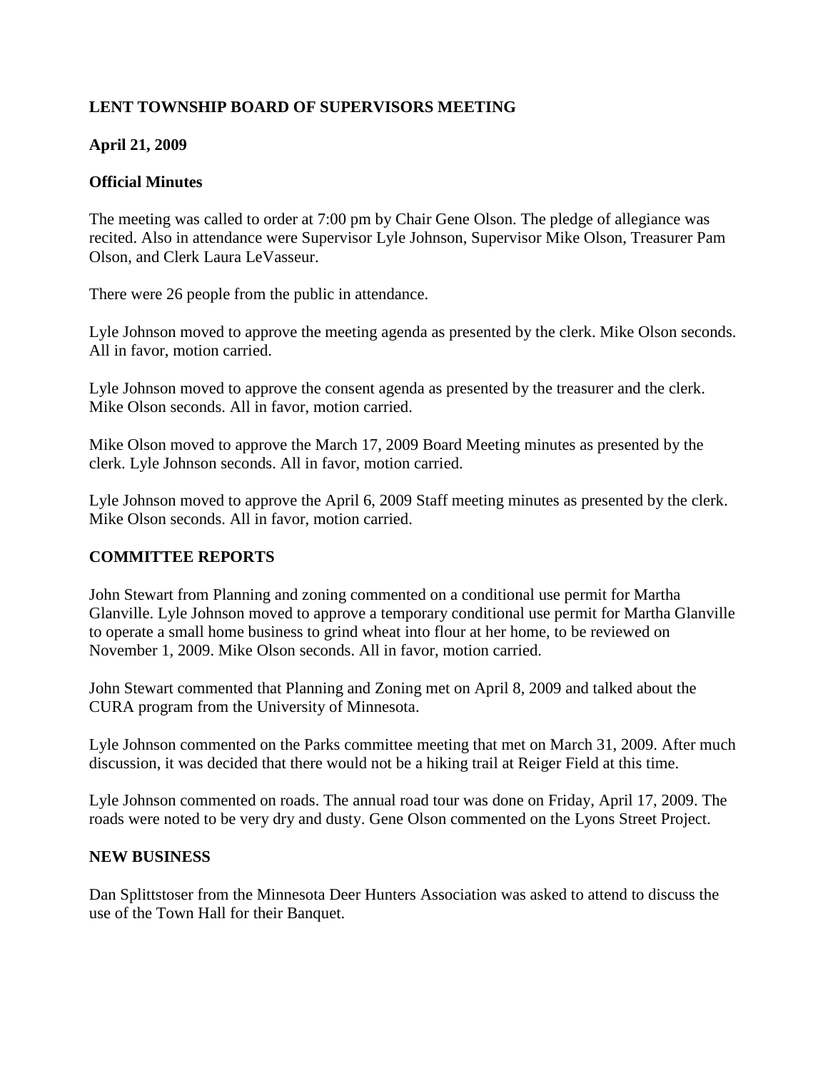**LENT TOWNSHIP BOARD OF SUPERVISORS MEETING**

**April 21, 2009**

**Official Minutes**

The meeting was called to order at 7:00 pm by Chair Gene Olson. The pledge of allegiance was recited. Also in attendance were Supervisor Lyle Johnson, Supervisor Mike Olson, Treasurer Pam Olson, and Clerk Laura LeVasseur.

There were 26 people from the public in attendance.

Lyle Johnson moved to approve the meeting agenda as presented by the clerk. Mike Olson seconds. All in favor, motion carried.

Lyle Johnson moved to approve the consent agenda as presented by the treasurer and the clerk. Mike Olson seconds. All in favor, motion carried.

Mike Olson moved to approve the March 17, 2009 Board Meeting minutes as presented by the clerk. Lyle Johnson seconds. All in favor, motion carried.

Lyle Johnson moved to approve the April 6, 2009 Staff meeting minutes as presented by the clerk. Mike Olson seconds. All in favor, motion carried.

**COMMITTEE REPORTS**

John Stewart from Planning and zoning commented on a conditional use permit for Martha Glanville. Lyle Johnson moved to approve a temporary conditional use permit for Martha Glanville to operate a small home business to grind wheat into flour at her home, to be reviewed on November 1, 2009. Mike Olson seconds. All in favor, motion carried.

John Stewart commented that Planning and Zoning met on April 8, 2009 and talked about the CURA program from the University of Minnesota.

Lyle Johnson commented on the Parks committee meeting that met on March 31, 2009. After much discussion, it was decided that there would not be a hiking trail at Reiger Field at this time.

Lyle Johnson commented on roads. The annual road tour was done on Friday, April 17, 2009. The roads were noted to be very dry and dusty. Gene Olson commented on the Lyons Street Project.

**NEW BUSINESS**

Dan Splittstoser from the Minnesota Deer Hunters Association was asked to attend to discuss the use of the Town Hall for their Banquet.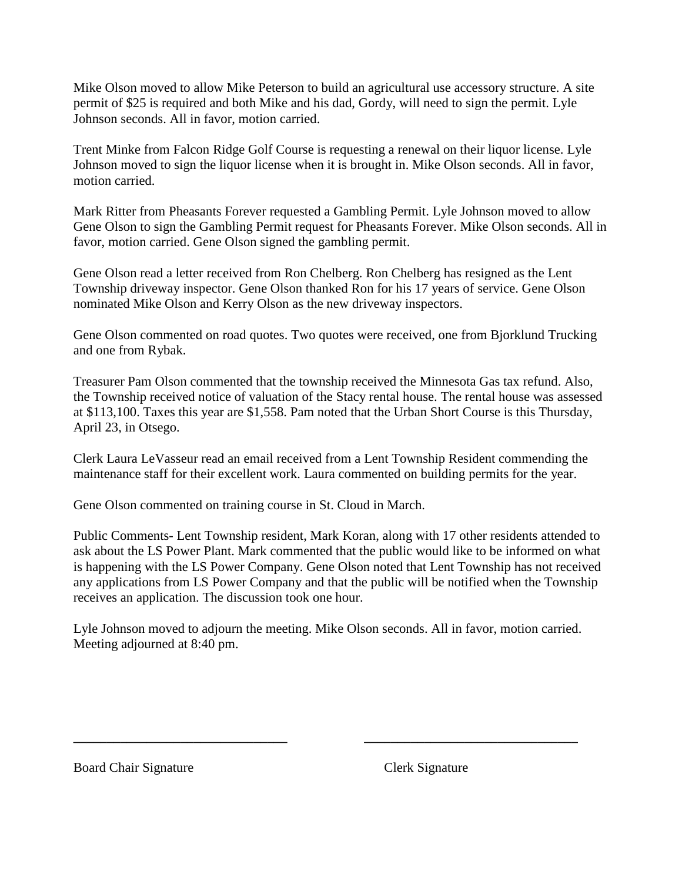Mike Olson moved to allow Mike Peterson to build an agricultural use accessory structure. A site permit of $25 is required and both Mike and his dad, Gordy, will need to sign the permit. Lyle Johnson seconds. All in favor, motion carried.

Trent Minke from Falcon Ridge Golf Course is requesting a renewal on their liquor license. Lyle Johnson moved to sign the liquor license when it is brought in. Mike Olson seconds. All in favor, motion carried.

Mark Ritter from Pheasants Forever requested a Gambling Permit. Lyle Johnson moved to allow Gene Olson to sign the Gambling Permit request for Pheasants Forever. Mike Olson seconds. All in favor, motion carried. Gene Olson signed the gambling permit.

Gene Olson read a letter received from Ron Chelberg. Ron Chelberg has resigned as the Lent Township driveway inspector. Gene Olson thanked Ron for his 17 years of service. Gene Olson nominated Mike Olson and Kerry Olson as the new driveway inspectors.

Gene Olson commented on road quotes. Two quotes were received, one from Bjorklund Trucking and one from Rybak.

Treasurer Pam Olson commented that the township received the Minnesota Gas tax refund. Also, the Township received notice of valuation of the Stacy rental house. The rental house was assessed at $113,100. Taxes this year are $1,558. Pam noted that the Urban Short Course is this Thursday, April 23, in Otsego.

Clerk Laura LeVasseur read an email received from a Lent Township Resident commending the maintenance staff for their excellent work. Laura commented on building permits for the year.

Gene Olson commented on training course in St. Cloud in March.

Public Comments- Lent Township resident, Mark Koran, along with 17 other residents attended to ask about the LS Power Plant. Mark commented that the public would like to be informed on what is happening with the LS Power Company. Gene Olson noted that Lent Township has not received any applications from LS Power Company and that the public will be notified when the Township receives an application. The discussion took one hour.

Lyle Johnson moved to adjourn the meeting. Mike Olson seconds. All in favor, motion carried. Meeting adjourned at 8:40 pm.

\_\_\_\_\_\_\_\_\_\_\_\_\_\_\_\_\_\_\_\_\_\_\_\_\_\_\_\_\_\_ \_\_\_\_\_\_\_\_\_\_\_\_\_\_\_\_\_\_\_\_\_\_\_\_\_\_\_\_\_\_

Board Chair Signature Clerk Signature